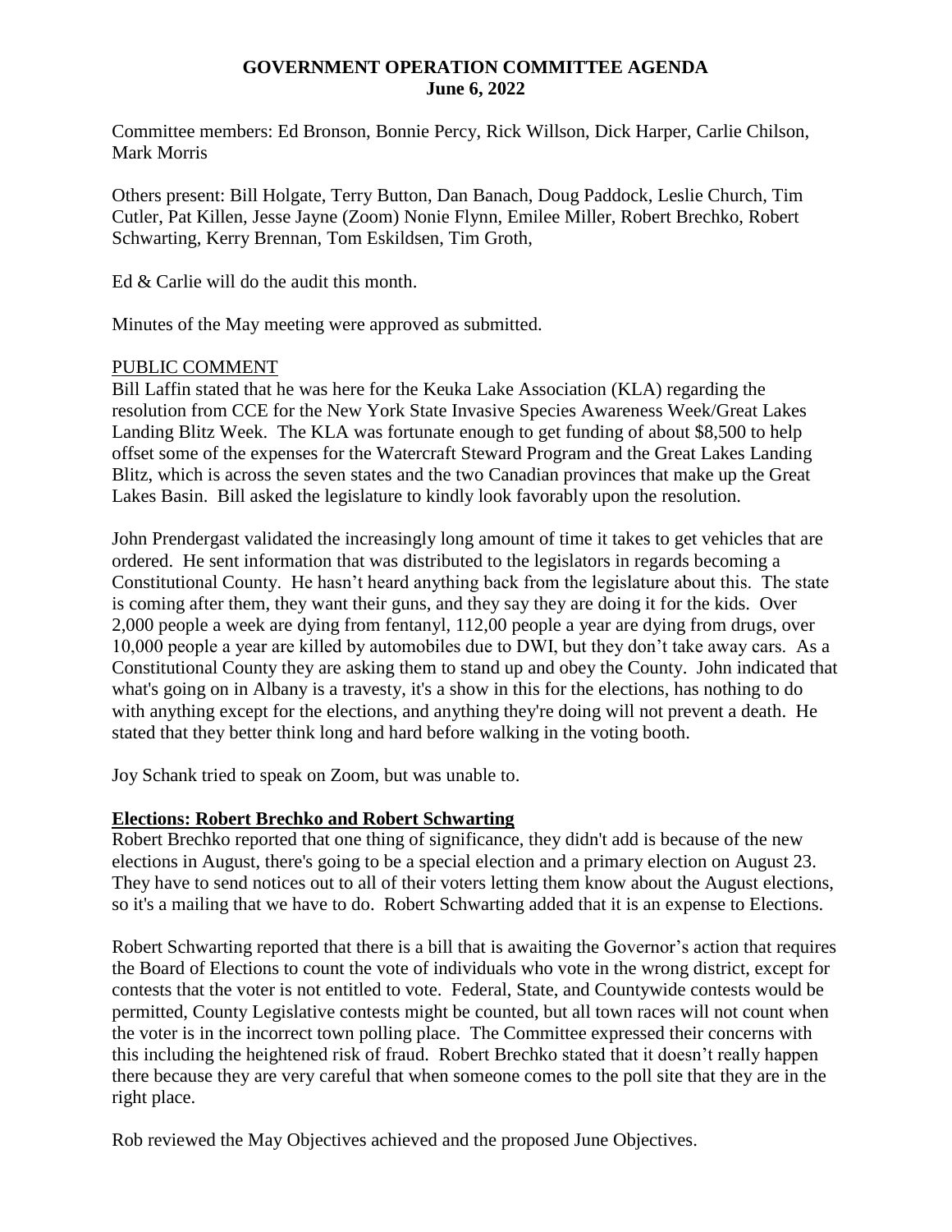# GOVERNMENT OPERATION COMMITTEE AGENDA
## June 6, 2022

Committee members: Ed Bronson, Bonnie Percy, Rick Willson, Dick Harper, Carlie Chilson, Mark Morris

Others present: Bill Holgate, Terry Button, Dan Banach, Doug Paddock, Leslie Church, Tim Cutler, Pat Killen, Jesse Jayne (Zoom) Nonie Flynn, Emilee Miller, Robert Brechko, Robert Schwarting, Kerry Brennan, Tom Eskildsen, Tim Groth,

Ed & Carlie will do the audit this month.

Minutes of the May meeting were approved as submitted.

PUBLIC COMMENT

Bill Laffin stated that he was here for the Keuka Lake Association (KLA) regarding the resolution from CCE for the New York State Invasive Species Awareness Week/Great Lakes Landing Blitz Week. The KLA was fortunate enough to get funding of about \$8,500 to help offset some of the expenses for the Watercraft Steward Program and the Great Lakes Landing Blitz, which is across the seven states and the two Canadian provinces that make up the Great Lakes Basin. Bill asked the legislature to kindly look favorably upon the resolution.

John Prendergast validated the increasingly long amount of time it takes to get vehicles that are ordered. He sent information that was distributed to the legislators in regards becoming a Constitutional County. He hasn't heard anything back from the legislature about this. The state is coming after them, they want their guns, and they say they are doing it for the kids. Over 2,000 people a week are dying from fentanyl, 112,00 people a year are dying from drugs, over 10,000 people a year are killed by automobiles due to DWI, but they don't take away cars. As a Constitutional County they are asking them to stand up and obey the County. John indicated that what's going on in Albany is a travesty, it's a show in this for the elections, has nothing to do with anything except for the elections, and anything they're doing will not prevent a death. He stated that they better think long and hard before walking in the voting booth.

Joy Schank tried to speak on Zoom, but was unable to.

**Elections: Robert Brechko and Robert Schwarting**

Robert Brechko reported that one thing of significance, they didn't add is because of the new elections in August, there's going to be a special election and a primary election on August 23. They have to send notices out to all of their voters letting them know about the August elections, so it's a mailing that we have to do. Robert Schwarting added that it is an expense to Elections.

Robert Schwarting reported that there is a bill that is awaiting the Governor's action that requires the Board of Elections to count the vote of individuals who vote in the wrong district, except for contests that the voter is not entitled to vote. Federal, State, and Countywide contests would be permitted, County Legislative contests might be counted, but all town races will not count when the voter is in the incorrect town polling place. The Committee expressed their concerns with this including the heightened risk of fraud. Robert Brechko stated that it doesn't really happen there because they are very careful that when someone comes to the poll site that they are in the right place.

Rob reviewed the May Objectives achieved and the proposed June Objectives.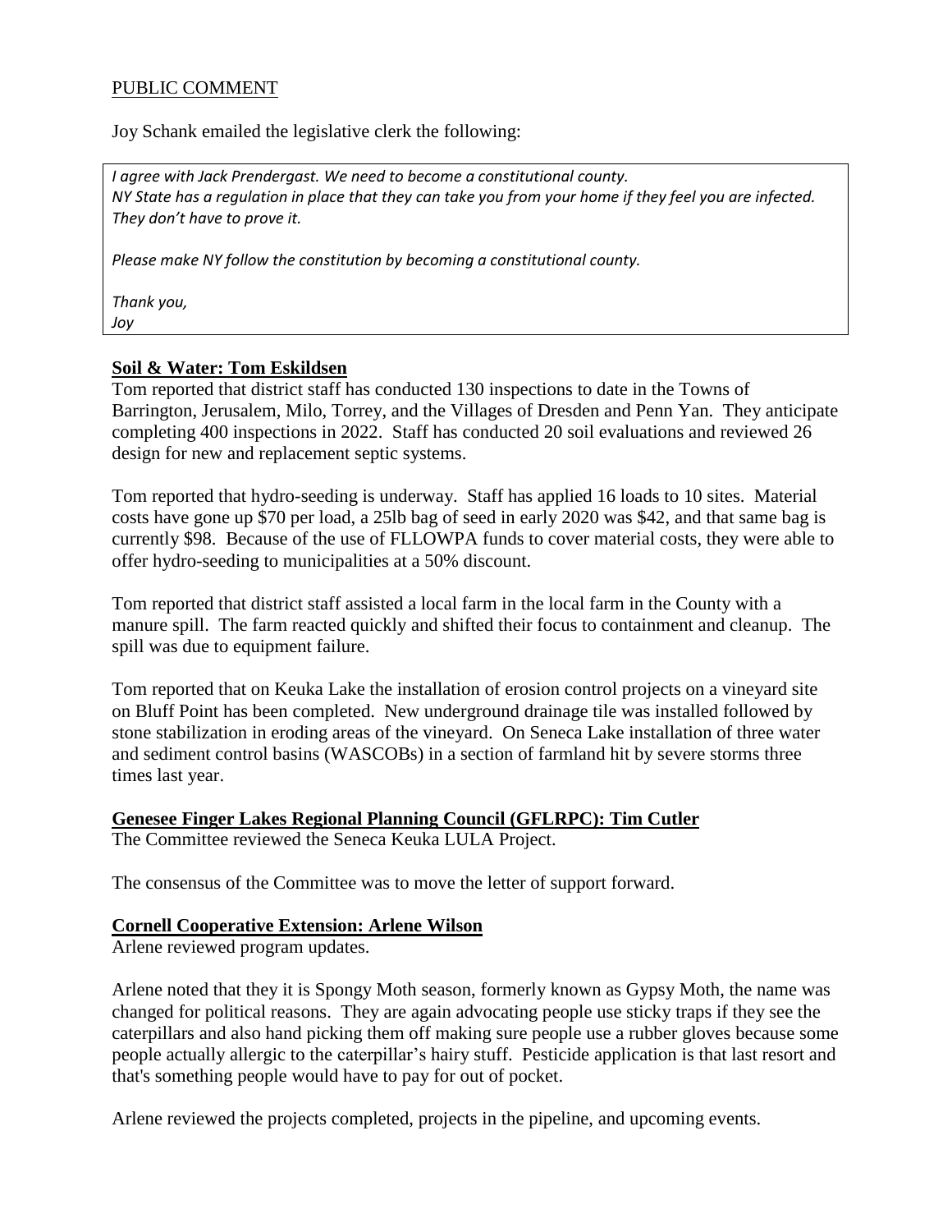## PUBLIC COMMENT

Joy Schank emailed the legislative clerk the following:

> *I agree with Jack Prendergast. We need to become a constitutional county.*
> *NY State has a regulation in place that they can take you from your home if they feel you are infected. They don't have to prove it.*
>
> *Please make NY follow the constitution by becoming a constitutional county.*
>
> *Thank you,*
> *Joy*

**Soil & Water: Tom Eskildsen**

Tom reported that district staff has conducted 130 inspections to date in the Towns of Barrington, Jerusalem, Milo, Torrey, and the Villages of Dresden and Penn Yan. They anticipate completing 400 inspections in 2022. Staff has conducted 20 soil evaluations and reviewed 26 design for new and replacement septic systems.

Tom reported that hydro-seeding is underway. Staff has applied 16 loads to 10 sites. Material costs have gone up $70 per load, a 25lb bag of seed in early 2020 was $42, and that same bag is currently $98. Because of the use of FLLOWPA funds to cover material costs, they were able to offer hydro-seeding to municipalities at a 50% discount.

Tom reported that district staff assisted a local farm in the local farm in the County with a manure spill. The farm reacted quickly and shifted their focus to containment and cleanup. The spill was due to equipment failure.

Tom reported that on Keuka Lake the installation of erosion control projects on a vineyard site on Bluff Point has been completed. New underground drainage tile was installed followed by stone stabilization in eroding areas of the vineyard. On Seneca Lake installation of three water and sediment control basins (WASCOBs) in a section of farmland hit by severe storms three times last year.

**Genesee Finger Lakes Regional Planning Council (GFLRPC): Tim Cutler**

The Committee reviewed the Seneca Keuka LULA Project.

The consensus of the Committee was to move the letter of support forward.

**Cornell Cooperative Extension: Arlene Wilson**

Arlene reviewed program updates.

Arlene noted that they it is Spongy Moth season, formerly known as Gypsy Moth, the name was changed for political reasons. They are again advocating people use sticky traps if they see the caterpillars and also hand picking them off making sure people use a rubber gloves because some people actually allergic to the caterpillar's hairy stuff. Pesticide application is that last resort and that's something people would have to pay for out of pocket.

Arlene reviewed the projects completed, projects in the pipeline, and upcoming events.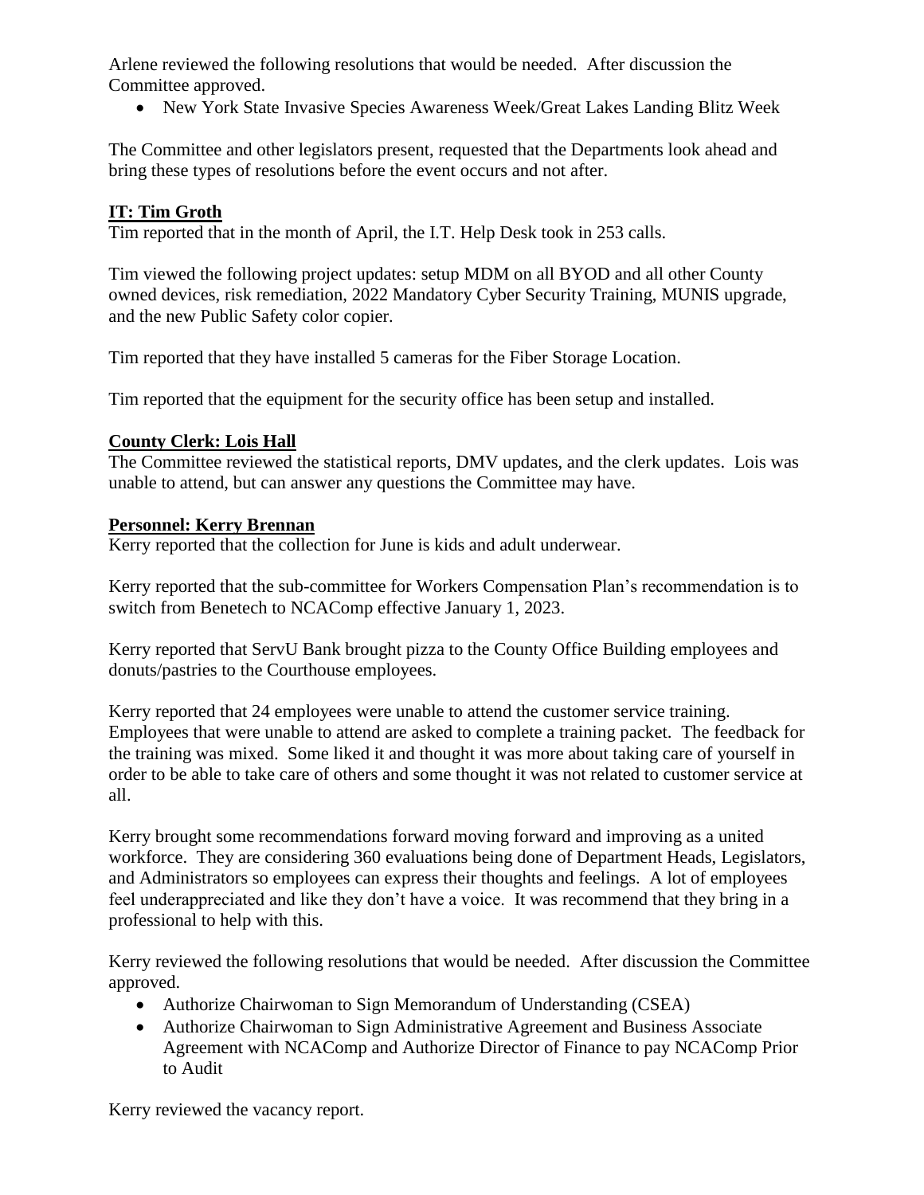Arlene reviewed the following resolutions that would be needed. After discussion the Committee approved.

- New York State Invasive Species Awareness Week/Great Lakes Landing Blitz Week

The Committee and other legislators present, requested that the Departments look ahead and bring these types of resolutions before the event occurs and not after.

**IT: Tim Groth**

Tim reported that in the month of April, the I.T. Help Desk took in 253 calls.

Tim viewed the following project updates: setup MDM on all BYOD and all other County owned devices, risk remediation, 2022 Mandatory Cyber Security Training, MUNIS upgrade, and the new Public Safety color copier.

Tim reported that they have installed 5 cameras for the Fiber Storage Location.

Tim reported that the equipment for the security office has been setup and installed.

**County Clerk: Lois Hall**

The Committee reviewed the statistical reports, DMV updates, and the clerk updates. Lois was unable to attend, but can answer any questions the Committee may have.

**Personnel: Kerry Brennan**

Kerry reported that the collection for June is kids and adult underwear.

Kerry reported that the sub-committee for Workers Compensation Plan's recommendation is to switch from Benetech to NCAComp effective January 1, 2023.

Kerry reported that ServU Bank brought pizza to the County Office Building employees and donuts/pastries to the Courthouse employees.

Kerry reported that 24 employees were unable to attend the customer service training. Employees that were unable to attend are asked to complete a training packet. The feedback for the training was mixed. Some liked it and thought it was more about taking care of yourself in order to be able to take care of others and some thought it was not related to customer service at all.

Kerry brought some recommendations forward moving forward and improving as a united workforce. They are considering 360 evaluations being done of Department Heads, Legislators, and Administrators so employees can express their thoughts and feelings. A lot of employees feel underappreciated and like they don't have a voice. It was recommend that they bring in a professional to help with this.

Kerry reviewed the following resolutions that would be needed. After discussion the Committee approved.

- Authorize Chairwoman to Sign Memorandum of Understanding (CSEA)
- Authorize Chairwoman to Sign Administrative Agreement and Business Associate Agreement with NCAComp and Authorize Director of Finance to pay NCAComp Prior to Audit

Kerry reviewed the vacancy report.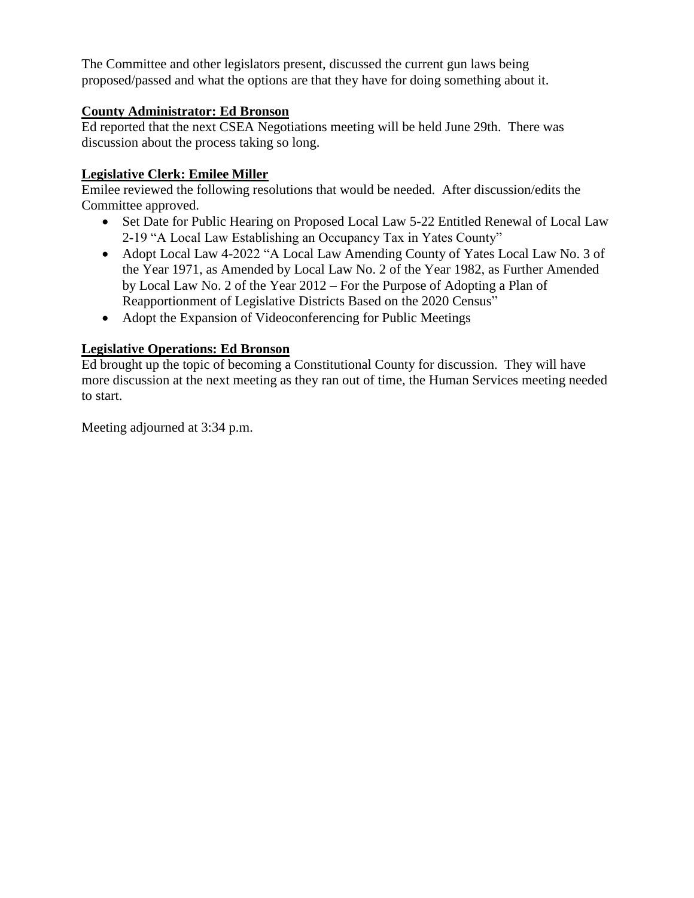The Committee and other legislators present, discussed the current gun laws being proposed/passed and what the options are that they have for doing something about it.

**County Administrator: Ed Bronson**

Ed reported that the next CSEA Negotiations meeting will be held June 29th. There was discussion about the process taking so long.

**Legislative Clerk: Emilee Miller**

Emilee reviewed the following resolutions that would be needed. After discussion/edits the Committee approved.

- Set Date for Public Hearing on Proposed Local Law 5-22 Entitled Renewal of Local Law 2-19 "A Local Law Establishing an Occupancy Tax in Yates County"
- Adopt Local Law 4-2022 "A Local Law Amending County of Yates Local Law No. 3 of the Year 1971, as Amended by Local Law No. 2 of the Year 1982, as Further Amended by Local Law No. 2 of the Year 2012 – For the Purpose of Adopting a Plan of Reapportionment of Legislative Districts Based on the 2020 Census"
- Adopt the Expansion of Videoconferencing for Public Meetings

**Legislative Operations: Ed Bronson**

Ed brought up the topic of becoming a Constitutional County for discussion. They will have more discussion at the next meeting as they ran out of time, the Human Services meeting needed to start.

Meeting adjourned at 3:34 p.m.